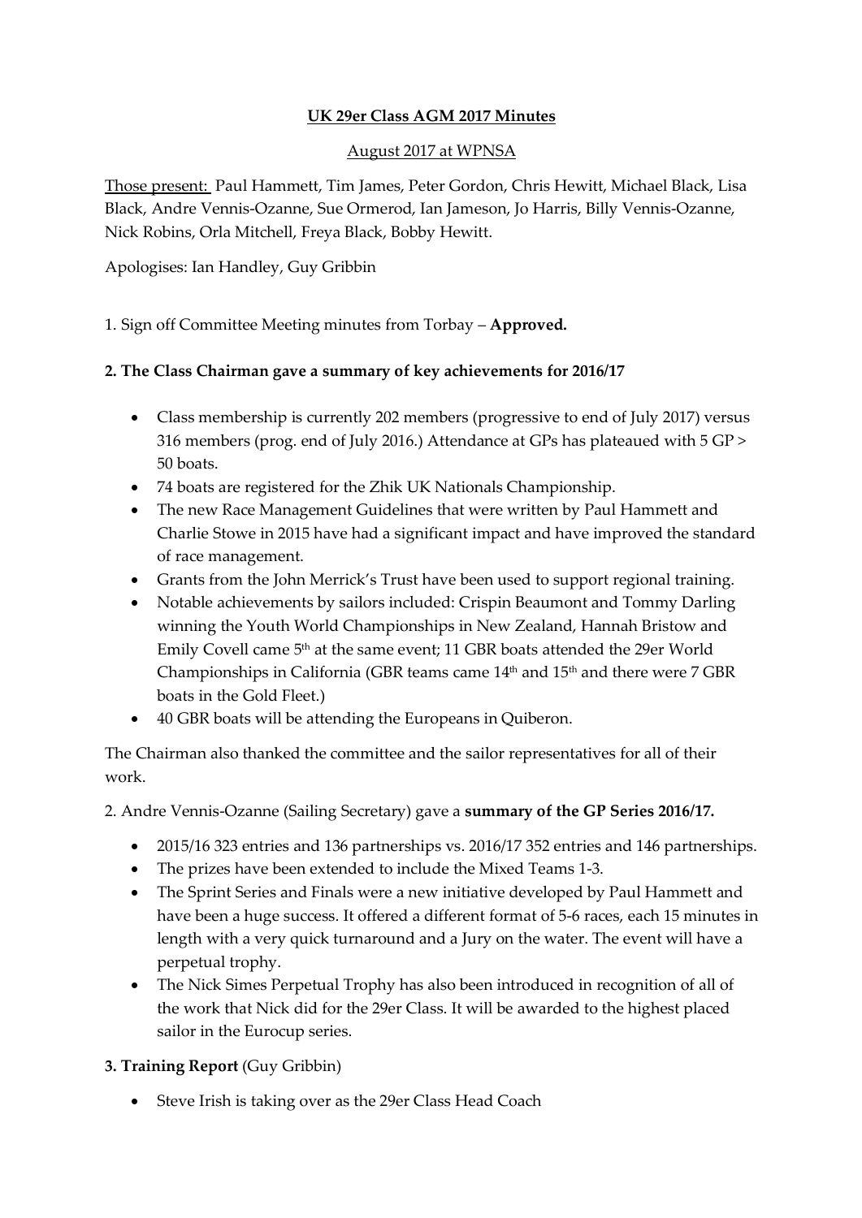**UK 29er Class AGM 2017 Minutes**

August 2017 at WPNSA

Those present: Paul Hammett, Tim James, Peter Gordon, Chris Hewitt, Michael Black, Lisa Black, Andre Vennis-Ozanne, Sue Ormerod, Ian Jameson, Jo Harris, Billy Vennis-Ozanne, Nick Robins, Orla Mitchell, Freya Black, Bobby Hewitt.

Apologises: Ian Handley, Guy Gribbin

1. Sign off Committee Meeting minutes from Torbay – **Approved.**

**2. The Class Chairman gave a summary of key achievements for 2016/17**

- Class membership is currently 202 members (progressive to end of July 2017) versus 316 members (prog. end of July 2016.) Attendance at GPs has plateaued with 5 GP > 50 boats.
- 74 boats are registered for the Zhik UK Nationals Championship.
- The new Race Management Guidelines that were written by Paul Hammett and Charlie Stowe in 2015 have had a significant impact and have improved the standard of race management.
- Grants from the John Merrick's Trust have been used to support regional training.
- Notable achievements by sailors included: Crispin Beaumont and Tommy Darling winning the Youth World Championships in New Zealand, Hannah Bristow and Emily Covell came 5th at the same event; 11 GBR boats attended the 29er World Championships in California (GBR teams came 14th and 15th and there were 7 GBR boats in the Gold Fleet.)
- 40 GBR boats will be attending the Europeans in Quiberon.

The Chairman also thanked the committee and the sailor representatives for all of their work.

2. Andre Vennis-Ozanne (Sailing Secretary) gave a **summary of the GP Series 2016/17.**

- 2015/16 323 entries and 136 partnerships vs. 2016/17 352 entries and 146 partnerships.
- The prizes have been extended to include the Mixed Teams 1-3.
- The Sprint Series and Finals were a new initiative developed by Paul Hammett and have been a huge success. It offered a different format of 5-6 races, each 15 minutes in length with a very quick turnaround and a Jury on the water. The event will have a perpetual trophy.
- The Nick Simes Perpetual Trophy has also been introduced in recognition of all of the work that Nick did for the 29er Class. It will be awarded to the highest placed sailor in the Eurocup series.

**3. Training Report** (Guy Gribbin)

- Steve Irish is taking over as the 29er Class Head Coach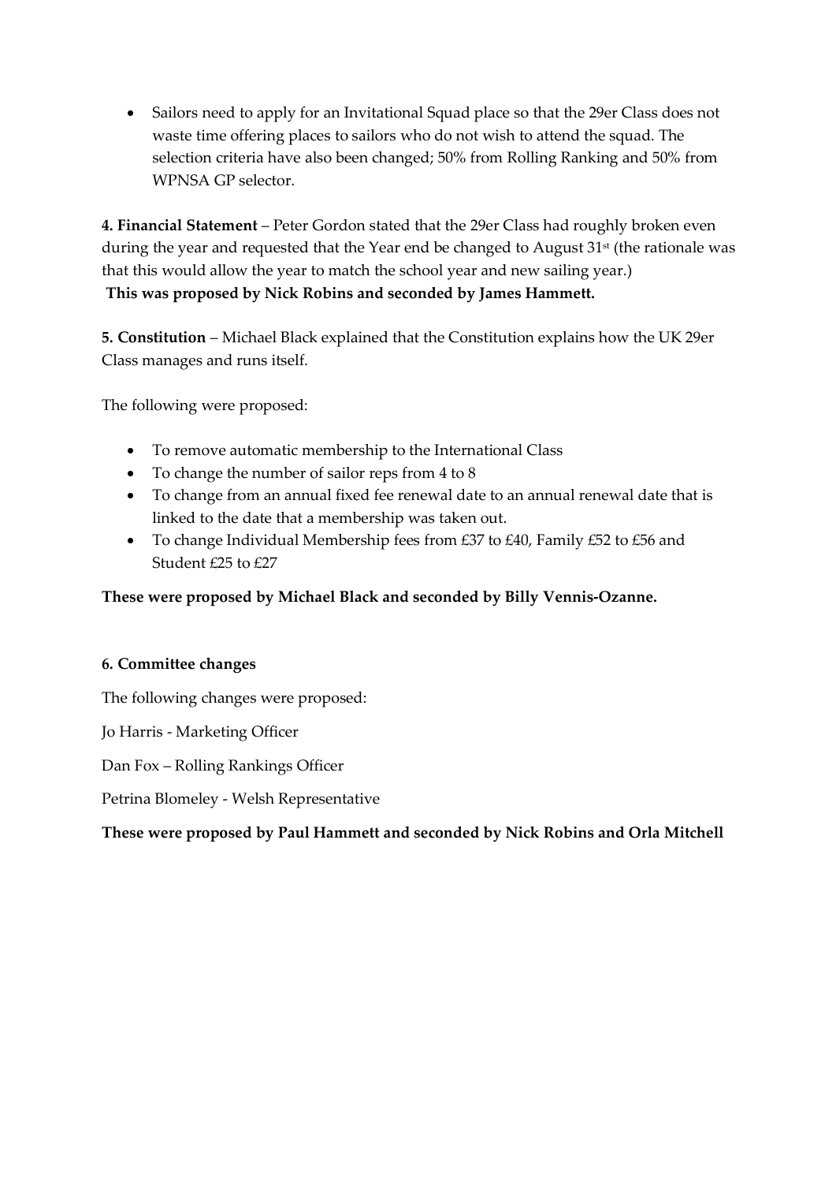- Sailors need to apply for an Invitational Squad place so that the 29er Class does not waste time offering places to sailors who do not wish to attend the squad. The selection criteria have also been changed; 50% from Rolling Ranking and 50% from WPNSA GP selector.

**4. Financial Statement** – Peter Gordon stated that the 29er Class had roughly broken even during the year and requested that the Year end be changed to August 31st (the rationale was that this would allow the year to match the school year and new sailing year.)
**This was proposed by Nick Robins and seconded by James Hammett.**

**5. Constitution** – Michael Black explained that the Constitution explains how the UK 29er Class manages and runs itself.

The following were proposed:

- To remove automatic membership to the International Class
- To change the number of sailor reps from 4 to 8
- To change from an annual fixed fee renewal date to an annual renewal date that is linked to the date that a membership was taken out.
- To change Individual Membership fees from £37 to £40, Family £52 to £56 and Student £25 to £27

**These were proposed by Michael Black and seconded by Billy Vennis-Ozanne.**

**6. Committee changes**

The following changes were proposed:

Jo Harris - Marketing Officer

Dan Fox – Rolling Rankings Officer

Petrina Blomeley - Welsh Representative

**These were proposed by Paul Hammett and seconded by Nick Robins and Orla Mitchell**